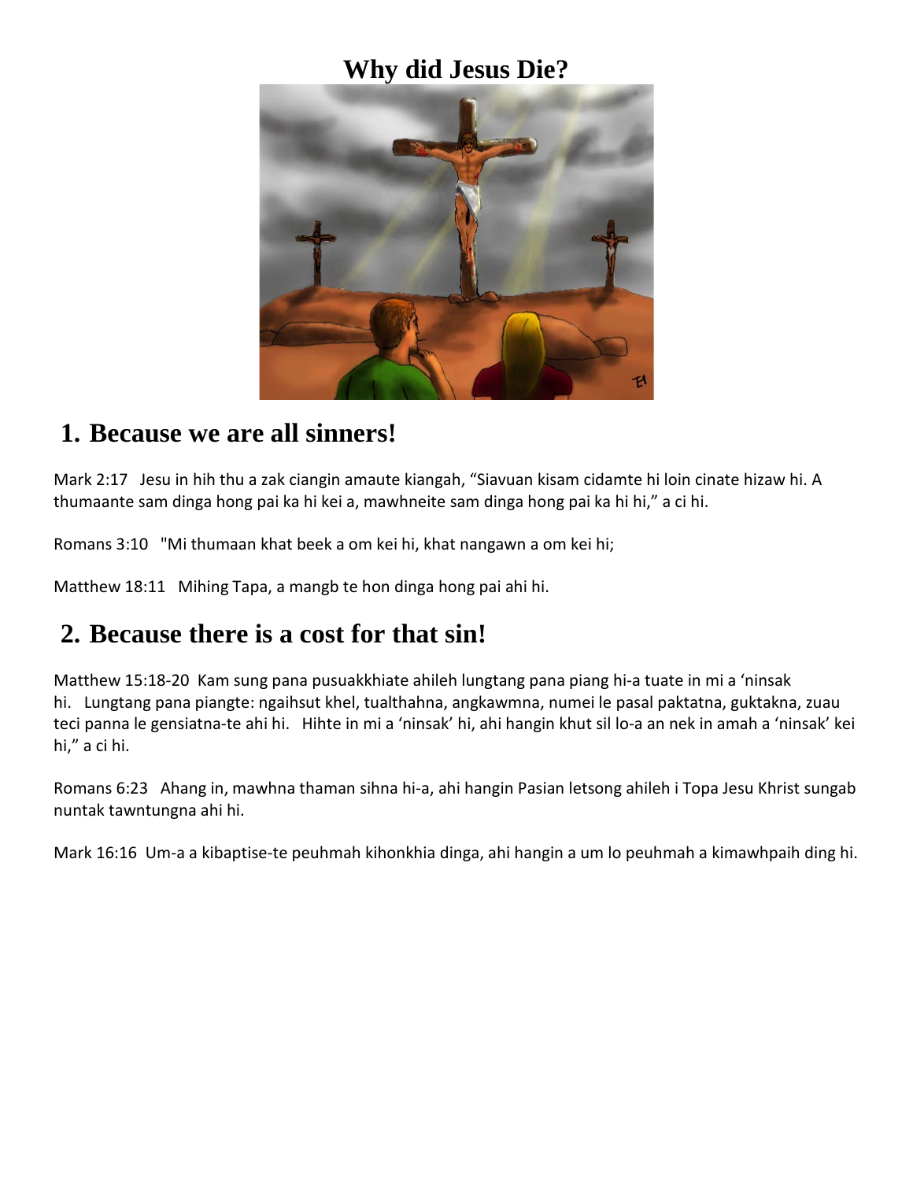# Why did Jesus Die?

## 1. Because we are all sinners!

Mark 2:17   Jesu in hih thu a zak ciangin amaute kiangah, “Siavuan kisam cidamte hi loin cinate hizaw hi. A thumaante sam dinga hong pai ka hi kei a, mawhneite sam dinga hong pai ka hi hi,” a ci hi.

Romans 3:10   "Mi thumaan khat beek a om kei hi, khat nangawn a om kei hi;

Matthew 18:11   Mihing Tapa, a mangb te hon dinga hong pai ahi hi.

## 2. Because there is a cost for that sin!

Matthew 15:18-20  Kam sung pana pusuakkhiate ahileh lungtang pana piang hi-a tuate in mi a ‘ninsak hi.   Lungtang pana piangte: ngaihsut khel, tualthahna, angkawmna, numei le pasal paktatna, guktakna, zuau teci panna le gensiatna-te ahi hi.   Hihte in mi a ‘ninsak’ hi, ahi hangin khut sil lo-a an nek in amah a ‘ninsak’ kei hi,” a ci hi.

Romans 6:23   Ahang in, mawhna thaman sihna hi-a, ahi hangin Pasian letsong ahileh i Topa Jesu Khrist sungab nuntak tawntungna ahi hi.

Mark 16:16  Um-a a kibaptise-te peuhmah kihonkhia dinga, ahi hangin a um lo peuhmah a kimawhpaih ding hi.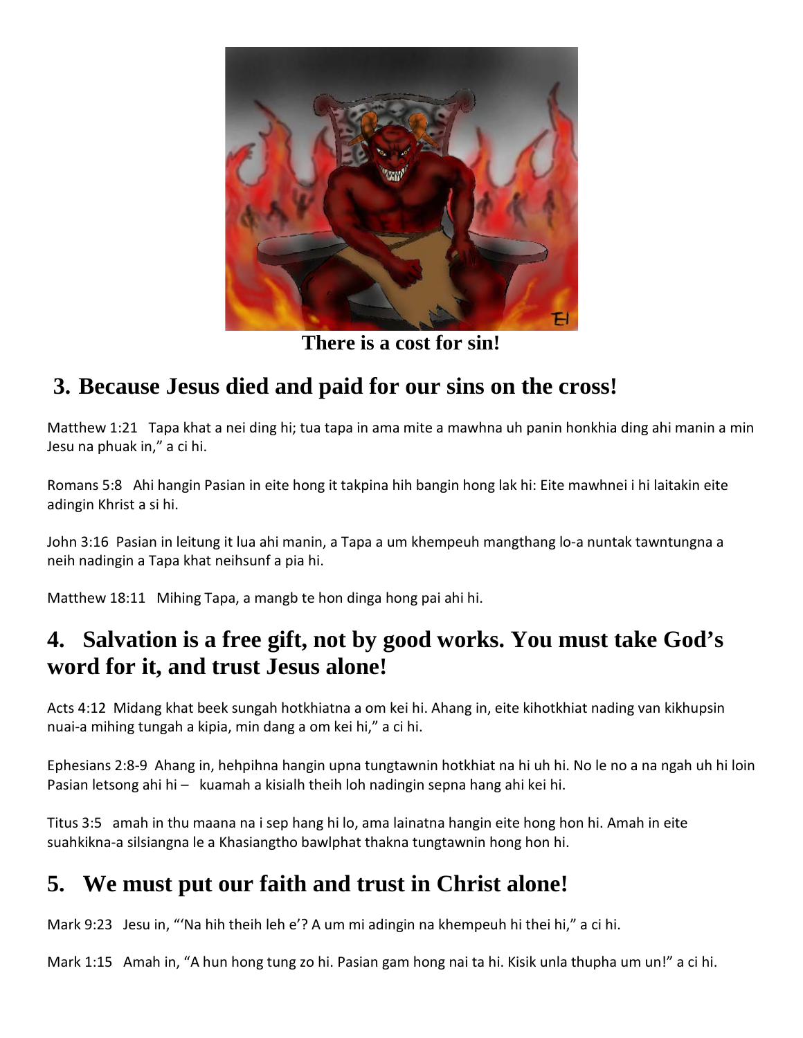There is a cost for sin!

## 3. Because Jesus died and paid for our sins on the cross!

Matthew 1:21   Tapa khat a nei ding hi; tua tapa in ama mite a mawhna uh panin honkhia ding ahi manin a min Jesu na phuak in," a ci hi.

Romans 5:8   Ahi hangin Pasian in eite hong it takpina hih bangin hong lak hi: Eite mawhnei i hi laitakin eite adingin Khrist a si hi.

John 3:16  Pasian in leitung it lua ahi manin, a Tapa a um khempeuh mangthang lo-a nuntak tawntungna a neih nadingin a Tapa khat neihsunf a pia hi.

Matthew 18:11   Mihing Tapa, a mangb te hon dinga hong pai ahi hi.

## 4.   Salvation is a free gift, not by good works. You must take God's word for it, and trust Jesus alone!

Acts 4:12  Midang khat beek sungah hotkhiatna a om kei hi. Ahang in, eite kihotkhiat nading van kikhupsin nuai-a mihing tungah a kipia, min dang a om kei hi," a ci hi.

Ephesians 2:8-9  Ahang in, hehpihna hangin upna tungtawnin hotkhiat na hi uh hi. No le no a na ngah uh hi loin Pasian letsong ahi hi –   kuamah a kisialh theih loh nadingin sepna hang ahi kei hi.

Titus 3:5   amah in thu maana na i sep hang hi lo, ama lainatna hangin eite hong hon hi. Amah in eite suahkikna-a silsiangna le a Khasiangtho bawlphat thakna tungtawnin hong hon hi.

## 5.   We must put our faith and trust in Christ alone!

Mark 9:23   Jesu in, "'Na hih theih leh e'? A um mi adingin na khempeuh hi thei hi," a ci hi.

Mark 1:15   Amah in, "A hun hong tung zo hi. Pasian gam hong nai ta hi. Kisik unla thupha um un!" a ci hi.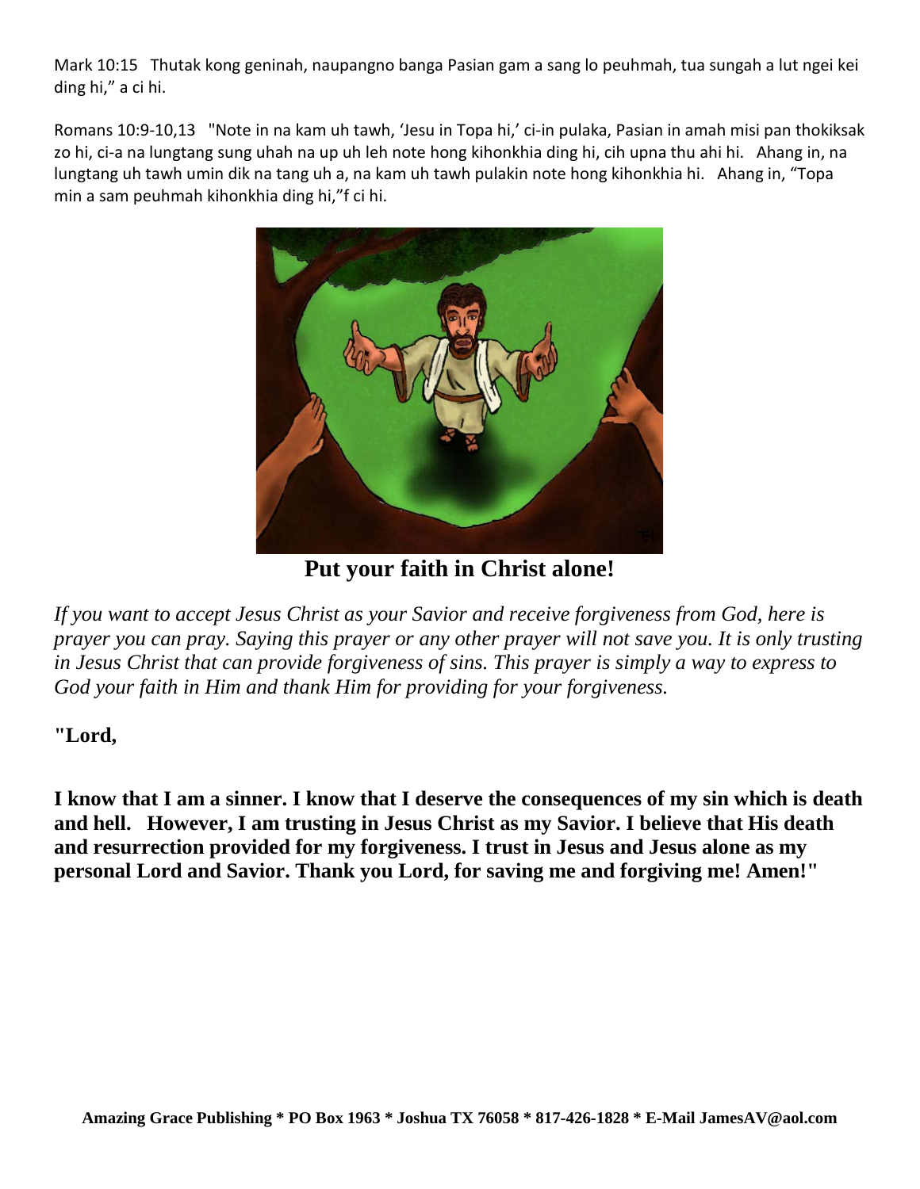Mark 10:15 Thutak kong geninah, naupangno banga Pasian gam a sang lo peuhmah, tua sungah a lut ngei kei ding hi," a ci hi.

Romans 10:9-10,13 "Note in na kam uh tawh, 'Jesu in Topa hi,' ci-in pulaka, Pasian in amah misi pan thokiksak zo hi, ci-a na lungtang sung uhah na up uh leh note hong kihonkhia ding hi, cih upna thu ahi hi. Ahang in, na lungtang uh tawh umin dik na tang uh a, na kam uh tawh pulakin note hong kihonkhia hi. Ahang in, "Topa min a sam peuhmah kihonkhia ding hi,"f ci hi.

**Put your faith in Christ alone!**

*If you want to accept Jesus Christ as your Savior and receive forgiveness from God, here is prayer you can pray. Saying this prayer or any other prayer will not save you. It is only trusting in Jesus Christ that can provide forgiveness of sins. This prayer is simply a way to express to God your faith in Him and thank Him for providing for your forgiveness.*

**"Lord,**

**I know that I am a sinner. I know that I deserve the consequences of my sin which is death and hell. However, I am trusting in Jesus Christ as my Savior. I believe that His death and resurrection provided for my forgiveness. I trust in Jesus and Jesus alone as my personal Lord and Savior. Thank you Lord, for saving me and forgiving me! Amen!"**

**Amazing Grace Publishing * PO Box 1963 * Joshua TX 76058 * 817-426-1828 * E-Mail JamesAV@aol.com**